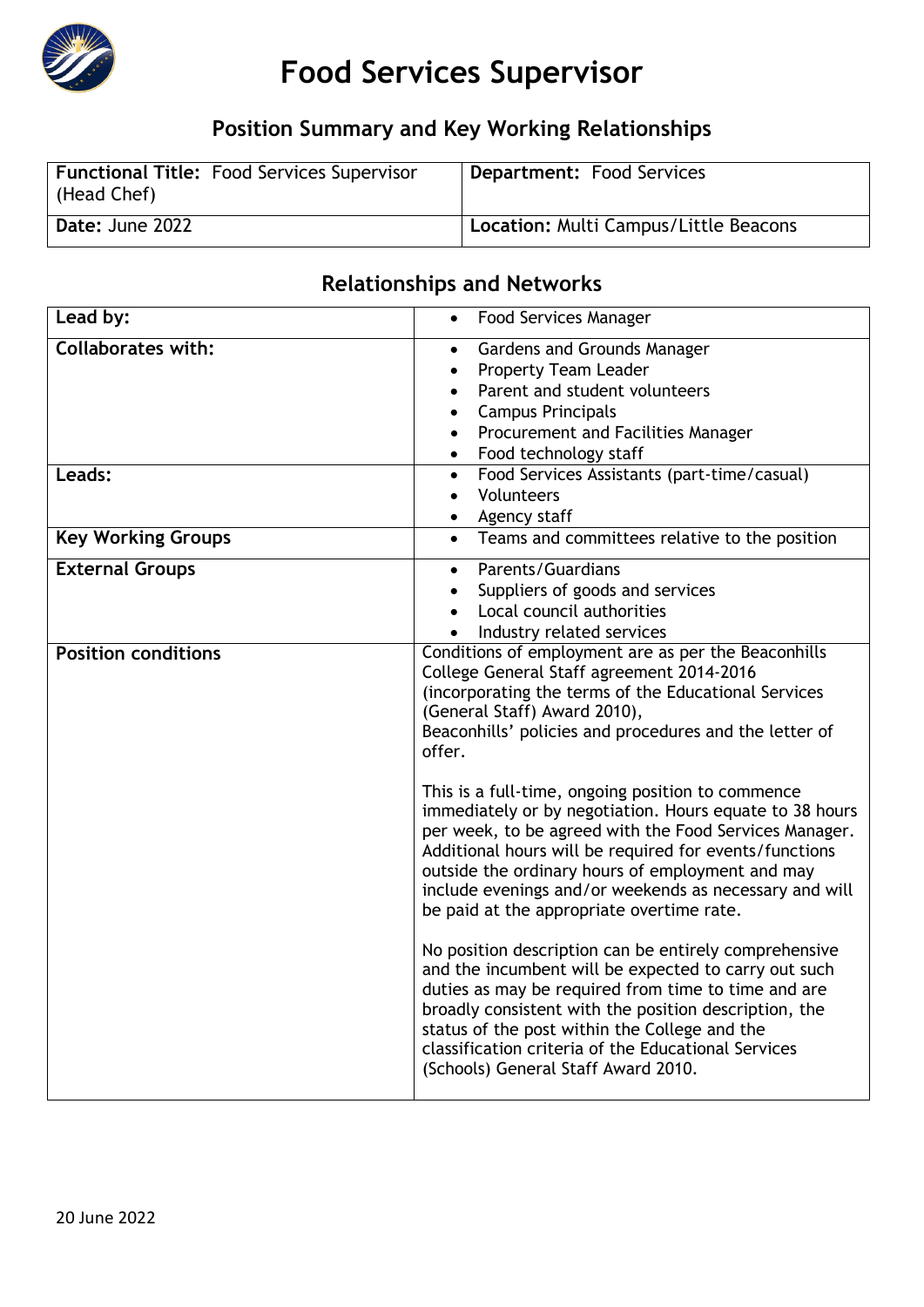# Food Services Supervisor

## Position Summary and Key Working Relationships

| **Functional Title:** Food Services Supervisor (Head Chef) | **Department:** Food Services |
|---|---|
| **Date:** June 2022 | **Location:** Multi Campus/Little Beacons |

## Relationships and Networks

| | |
|---|---|
| **Lead by:** | • Food Services Manager |
| **Collaborates with:** | • Gardens and Grounds Manager<br>• Property Team Leader<br>• Parent and student volunteers<br>• Campus Principals<br>• Procurement and Facilities Manager<br>• Food technology staff |
| **Leads:** | • Food Services Assistants (part-time/casual)<br>• Volunteers<br>• Agency staff |
| **Key Working Groups** | • Teams and committees relative to the position |
| **External Groups** | • Parents/Guardians<br>• Suppliers of goods and services<br>• Local council authorities<br>• Industry related services |
| **Position conditions** | Conditions of employment are as per the Beaconhills College General Staff agreement 2014-2016 (incorporating the terms of the Educational Services (General Staff) Award 2010), Beaconhills' policies and procedures and the letter of offer.<br><br>This is a full-time, ongoing position to commence immediately or by negotiation. Hours equate to 38 hours per week, to be agreed with the Food Services Manager. Additional hours will be required for events/functions outside the ordinary hours of employment and may include evenings and/or weekends as necessary and will be paid at the appropriate overtime rate.<br><br>No position description can be entirely comprehensive and the incumbent will be expected to carry out such duties as may be required from time to time and are broadly consistent with the position description, the status of the post within the College and the classification criteria of the Educational Services (Schools) General Staff Award 2010. |

20 June 2022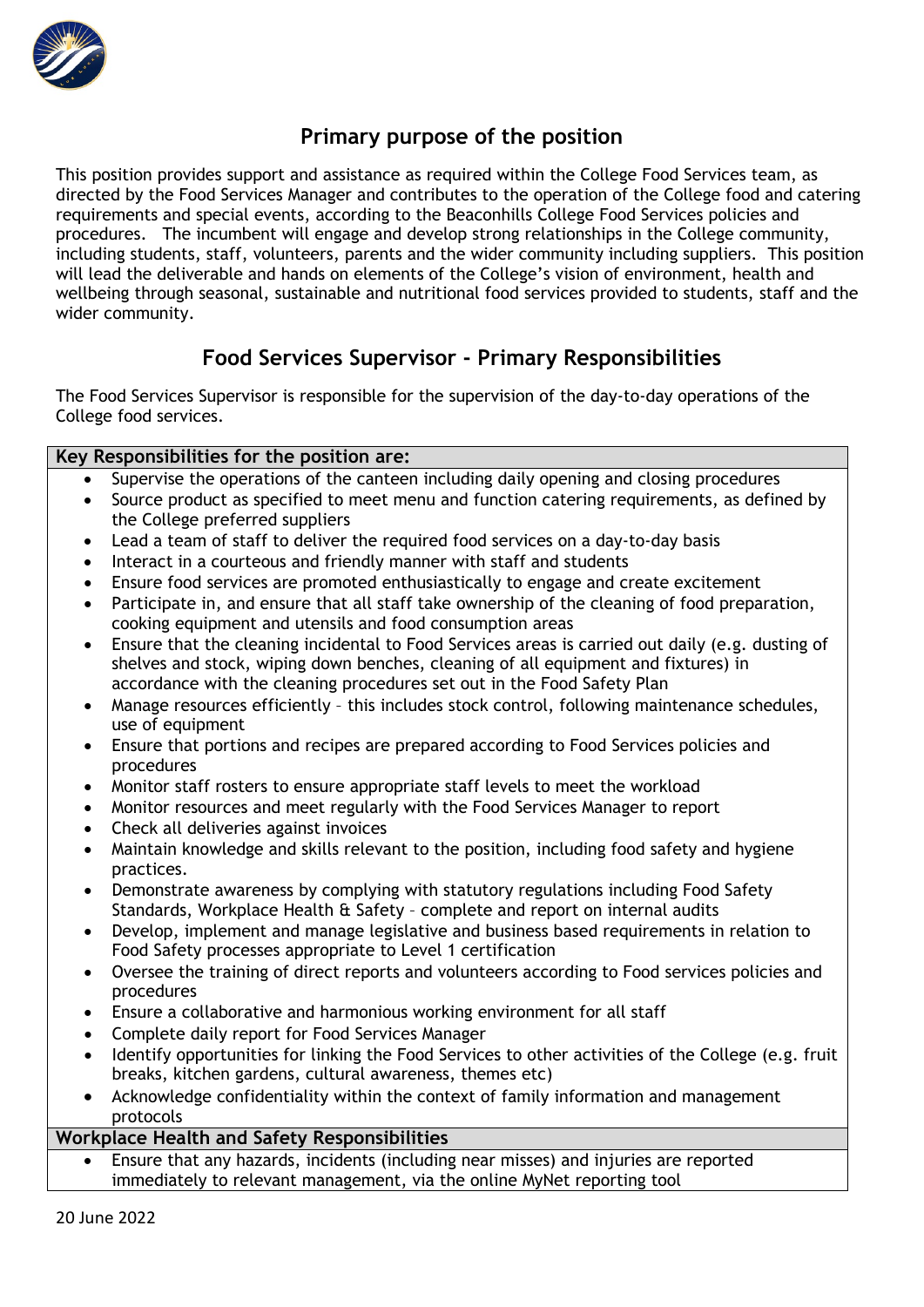## Primary purpose of the position

This position provides support and assistance as required within the College Food Services team, as directed by the Food Services Manager and contributes to the operation of the College food and catering requirements and special events, according to the Beaconhills College Food Services policies and procedures. The incumbent will engage and develop strong relationships in the College community, including students, staff, volunteers, parents and the wider community including suppliers. This position will lead the deliverable and hands on elements of the College's vision of environment, health and wellbeing through seasonal, sustainable and nutritional food services provided to students, staff and the wider community.

## Food Services Supervisor - Primary Responsibilities

The Food Services Supervisor is responsible for the supervision of the day-to-day operations of the College food services.

### Key Responsibilities for the position are:

- Supervise the operations of the canteen including daily opening and closing procedures
- Source product as specified to meet menu and function catering requirements, as defined by the College preferred suppliers
- Lead a team of staff to deliver the required food services on a day-to-day basis
- Interact in a courteous and friendly manner with staff and students
- Ensure food services are promoted enthusiastically to engage and create excitement
- Participate in, and ensure that all staff take ownership of the cleaning of food preparation, cooking equipment and utensils and food consumption areas
- Ensure that the cleaning incidental to Food Services areas is carried out daily (e.g. dusting of shelves and stock, wiping down benches, cleaning of all equipment and fixtures) in accordance with the cleaning procedures set out in the Food Safety Plan
- Manage resources efficiently – this includes stock control, following maintenance schedules, use of equipment
- Ensure that portions and recipes are prepared according to Food Services policies and procedures
- Monitor staff rosters to ensure appropriate staff levels to meet the workload
- Monitor resources and meet regularly with the Food Services Manager to report
- Check all deliveries against invoices
- Maintain knowledge and skills relevant to the position, including food safety and hygiene practices.
- Demonstrate awareness by complying with statutory regulations including Food Safety Standards, Workplace Health & Safety – complete and report on internal audits
- Develop, implement and manage legislative and business based requirements in relation to Food Safety processes appropriate to Level 1 certification
- Oversee the training of direct reports and volunteers according to Food services policies and procedures
- Ensure a collaborative and harmonious working environment for all staff
- Complete daily report for Food Services Manager
- Identify opportunities for linking the Food Services to other activities of the College (e.g. fruit breaks, kitchen gardens, cultural awareness, themes etc)
- Acknowledge confidentiality within the context of family information and management protocols

### Workplace Health and Safety Responsibilities

- Ensure that any hazards, incidents (including near misses) and injuries are reported immediately to relevant management, via the online MyNet reporting tool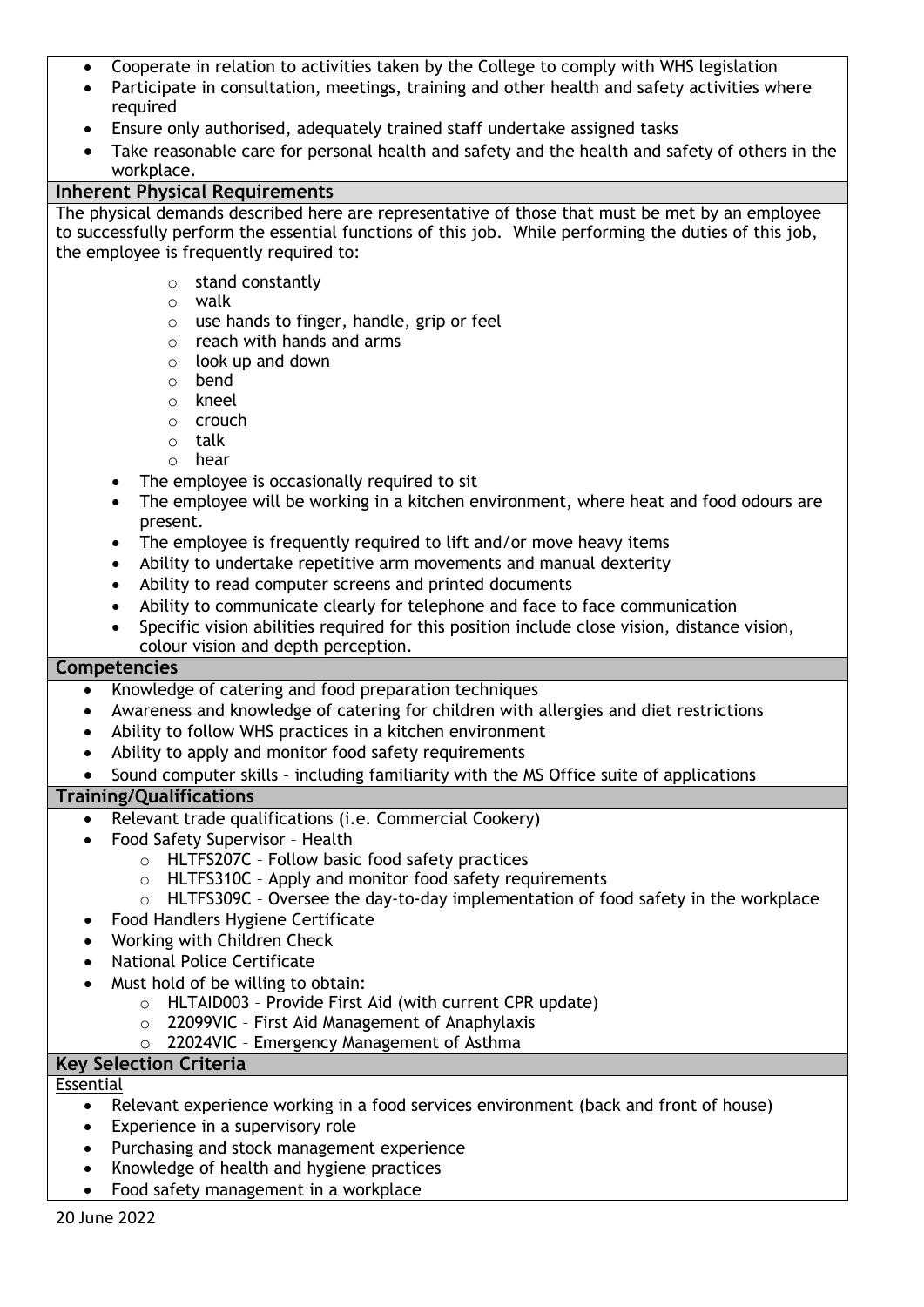- Cooperate in relation to activities taken by the College to comply with WHS legislation
- Participate in consultation, meetings, training and other health and safety activities where required
- Ensure only authorised, adequately trained staff undertake assigned tasks
- Take reasonable care for personal health and safety and the health and safety of others in the workplace.

## Inherent Physical Requirements

The physical demands described here are representative of those that must be met by an employee to successfully perform the essential functions of this job. While performing the duties of this job, the employee is frequently required to:

- stand constantly
- walk
- use hands to finger, handle, grip or feel
- reach with hands and arms
- look up and down
- bend
- kneel
- crouch
- talk
- hear

- The employee is occasionally required to sit
- The employee will be working in a kitchen environment, where heat and food odours are present.
- The employee is frequently required to lift and/or move heavy items
- Ability to undertake repetitive arm movements and manual dexterity
- Ability to read computer screens and printed documents
- Ability to communicate clearly for telephone and face to face communication
- Specific vision abilities required for this position include close vision, distance vision, colour vision and depth perception.

## Competencies

- Knowledge of catering and food preparation techniques
- Awareness and knowledge of catering for children with allergies and diet restrictions
- Ability to follow WHS practices in a kitchen environment
- Ability to apply and monitor food safety requirements
- Sound computer skills – including familiarity with the MS Office suite of applications

## Training/Qualifications

- Relevant trade qualifications (i.e. Commercial Cookery)
- Food Safety Supervisor – Health
  - HLTFS207C – Follow basic food safety practices
  - HLTFS310C – Apply and monitor food safety requirements
  - HLTFS309C – Oversee the day-to-day implementation of food safety in the workplace
- Food Handlers Hygiene Certificate
- Working with Children Check
- National Police Certificate
- Must hold of be willing to obtain:
  - HLTAID003 – Provide First Aid (with current CPR update)
  - 22099VIC – First Aid Management of Anaphylaxis
  - 22024VIC – Emergency Management of Asthma

## Key Selection Criteria

Essential

- Relevant experience working in a food services environment (back and front of house)
- Experience in a supervisory role
- Purchasing and stock management experience
- Knowledge of health and hygiene practices
- Food safety management in a workplace

20 June 2022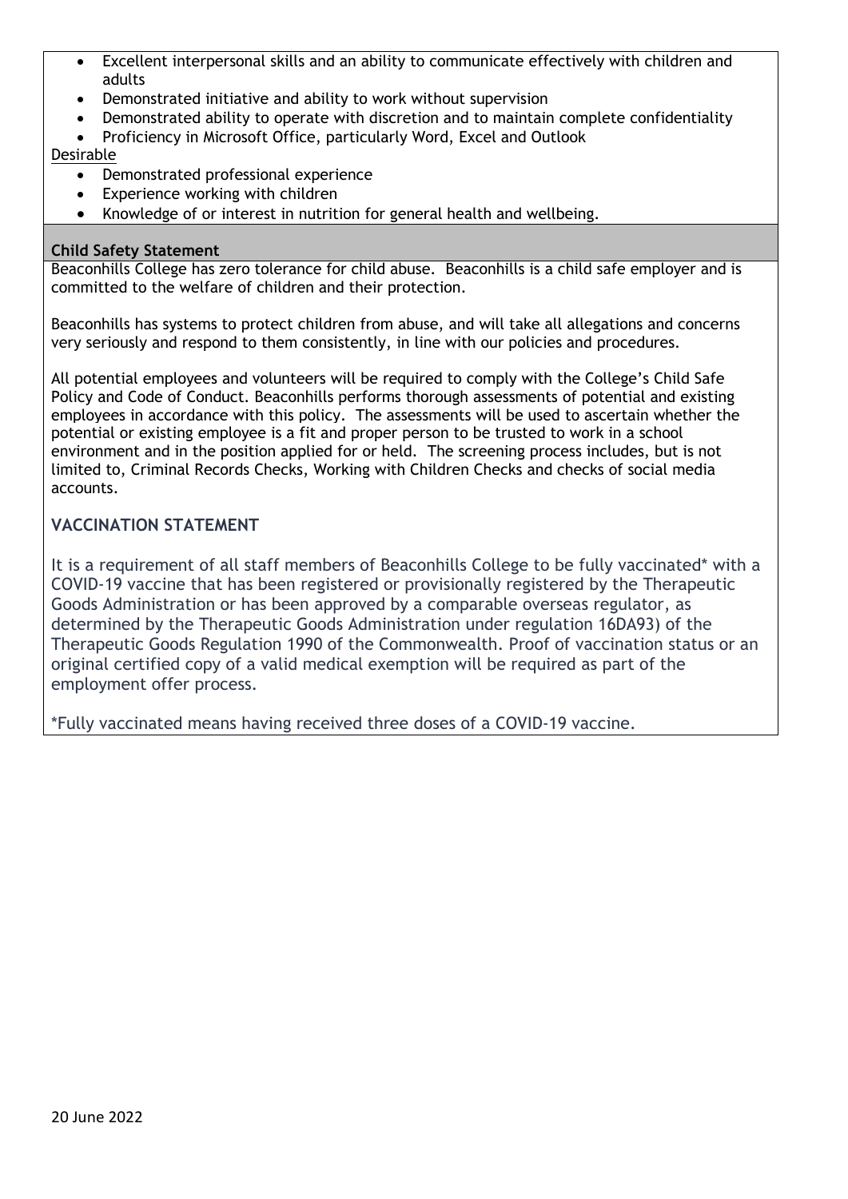- Excellent interpersonal skills and an ability to communicate effectively with children and adults
- Demonstrated initiative and ability to work without supervision
- Demonstrated ability to operate with discretion and to maintain complete confidentiality
- Proficiency in Microsoft Office, particularly Word, Excel and Outlook

Desirable

- Demonstrated professional experience
- Experience working with children
- Knowledge of or interest in nutrition for general health and wellbeing.

**Child Safety Statement**

Beaconhills College has zero tolerance for child abuse. Beaconhills is a child safe employer and is committed to the welfare of children and their protection.

Beaconhills has systems to protect children from abuse, and will take all allegations and concerns very seriously and respond to them consistently, in line with our policies and procedures.

All potential employees and volunteers will be required to comply with the College's Child Safe Policy and Code of Conduct. Beaconhills performs thorough assessments of potential and existing employees in accordance with this policy. The assessments will be used to ascertain whether the potential or existing employee is a fit and proper person to be trusted to work in a school environment and in the position applied for or held. The screening process includes, but is not limited to, Criminal Records Checks, Working with Children Checks and checks of social media accounts.

## VACCINATION STATEMENT

It is a requirement of all staff members of Beaconhills College to be fully vaccinated* with a COVID-19 vaccine that has been registered or provisionally registered by the Therapeutic Goods Administration or has been approved by a comparable overseas regulator, as determined by the Therapeutic Goods Administration under regulation 16DA93) of the Therapeutic Goods Regulation 1990 of the Commonwealth. Proof of vaccination status or an original certified copy of a valid medical exemption will be required as part of the employment offer process.

*Fully vaccinated means having received three doses of a COVID-19 vaccine.

20 June 2022